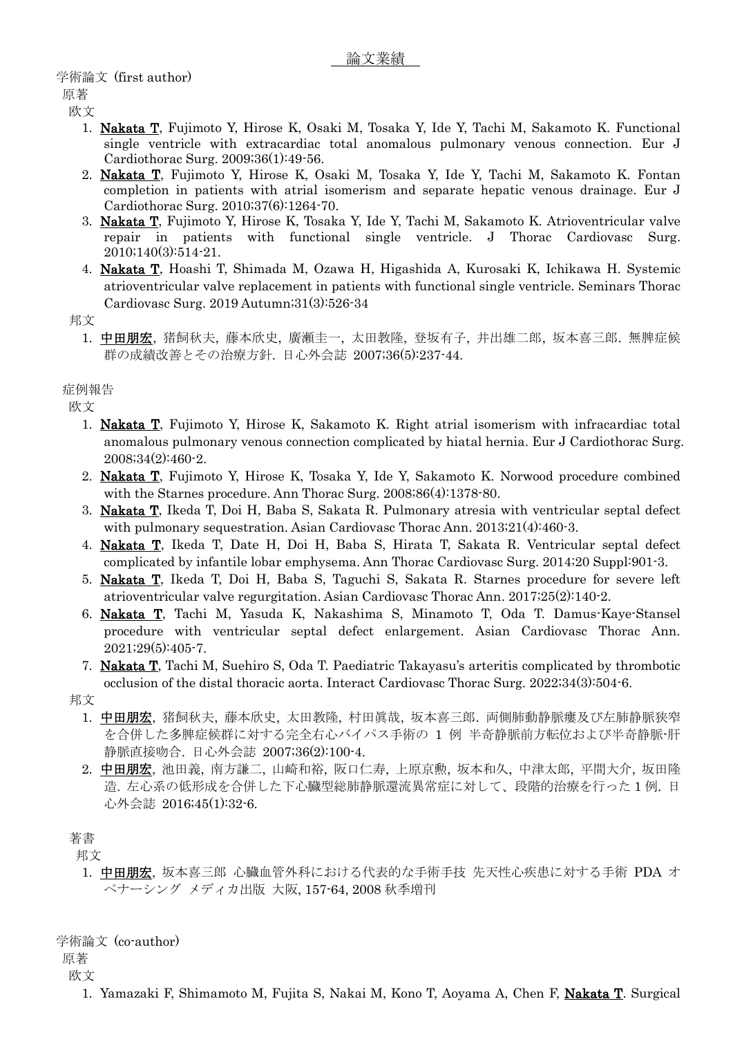# 論文業績

## 学術論文（first author）

### 原著

#### 欧文

1. **Nakata T**, Fujimoto Y, Hirose K, Osaki M, Tosaka Y, Ide Y, Tachi M, Sakamoto K. Functional single ventricle with extracardiac total anomalous pulmonary venous connection. Eur J Cardiothorac Surg. 2009;36(1):49-56.
2. **Nakata T**, Fujimoto Y, Hirose K, Osaki M, Tosaka Y, Ide Y, Tachi M, Sakamoto K. Fontan completion in patients with atrial isomerism and separate hepatic venous drainage. Eur J Cardiothorac Surg. 2010;37(6):1264-70.
3. **Nakata T**, Fujimoto Y, Hirose K, Tosaka Y, Ide Y, Tachi M, Sakamoto K. Atrioventricular valve repair in patients with functional single ventricle. J Thorac Cardiovasc Surg. 2010;140(3):514-21.
4. **Nakata T**, Hoashi T, Shimada M, Ozawa H, Higashida A, Kurosaki K, Ichikawa H. Systemic atrioventricular valve replacement in patients with functional single ventricle. Seminars Thorac Cardiovasc Surg. 2019 Autumn;31(3):526-34

#### 邦文

1. **中田朋宏**, 猪飼秋夫, 藤本欣史, 廣瀬圭一, 太田教隆, 登坂有子, 井出雄二郎, 坂本喜三郎. 無脾症候群の成績改善とその治療方針. 日心外会誌 2007;36(5):237-44.

### 症例報告

#### 欧文

1. **Nakata T**, Fujimoto Y, Hirose K, Sakamoto K. Right atrial isomerism with infracardiac total anomalous pulmonary venous connection complicated by hiatal hernia. Eur J Cardiothorac Surg. 2008;34(2):460-2.
2. **Nakata T**, Fujimoto Y, Hirose K, Tosaka Y, Ide Y, Sakamoto K. Norwood procedure combined with the Starnes procedure. Ann Thorac Surg. 2008;86(4):1378-80.
3. **Nakata T**, Ikeda T, Doi H, Baba S, Sakata R. Pulmonary atresia with ventricular septal defect with pulmonary sequestration. Asian Cardiovasc Thorac Ann. 2013;21(4):460-3.
4. **Nakata T**, Ikeda T, Date H, Doi H, Baba S, Hirata T, Sakata R. Ventricular septal defect complicated by infantile lobar emphysema. Ann Thorac Cardiovasc Surg. 2014;20 Suppl:901-3.
5. **Nakata T**, Ikeda T, Doi H, Baba S, Taguchi S, Sakata R. Starnes procedure for severe left atrioventricular valve regurgitation. Asian Cardiovasc Thorac Ann. 2017;25(2):140-2.
6. **Nakata T**, Tachi M, Yasuda K, Nakashima S, Minamoto T, Oda T. Damus-Kaye-Stansel procedure with ventricular septal defect enlargement. Asian Cardiovasc Thorac Ann. 2021;29(5):405-7.
7. **Nakata T**, Tachi M, Suehiro S, Oda T. Paediatric Takayasu's arteritis complicated by thrombotic occlusion of the distal thoracic aorta. Interact Cardiovasc Thorac Surg. 2022;34(3):504-6.

#### 邦文

1. **中田朋宏**, 猪飼秋夫, 藤本欣史, 太田教隆, 村田眞哉, 坂本喜三郎. 両側肺動静脈瘻及び左肺静脈狭窄を合併した多脾症候群に対する完全右心バイパス手術の 1 例 半奇静脈前方転位および半奇静脈-肝静脈直接吻合. 日心外会誌 2007;36(2):100-4.
2. **中田朋宏**, 池田義, 南方謙二, 山崎和裕, 阪口仁寿, 上原京勲, 坂本和久, 中津太郎, 平間大介, 坂田隆造. 左心系の低形成を合併した下心臓型総肺静脈還流異常症に対して、段階的治療を行った 1 例. 日心外会誌 2016;45(1):32-6.

### 著書

#### 邦文

1. **中田朋宏**, 坂本喜三郎 心臓血管外科における代表的な手術手技 先天性心疾患に対する手術 PDA オペナーシング メディカ出版 大阪, 157-64, 2008 秋季増刊

## 学術論文（co-author）

### 原著

#### 欧文

1. Yamazaki F, Shimamoto M, Fujita S, Nakai M, Kono T, Aoyama A, Chen F, **Nakata T**. Surgical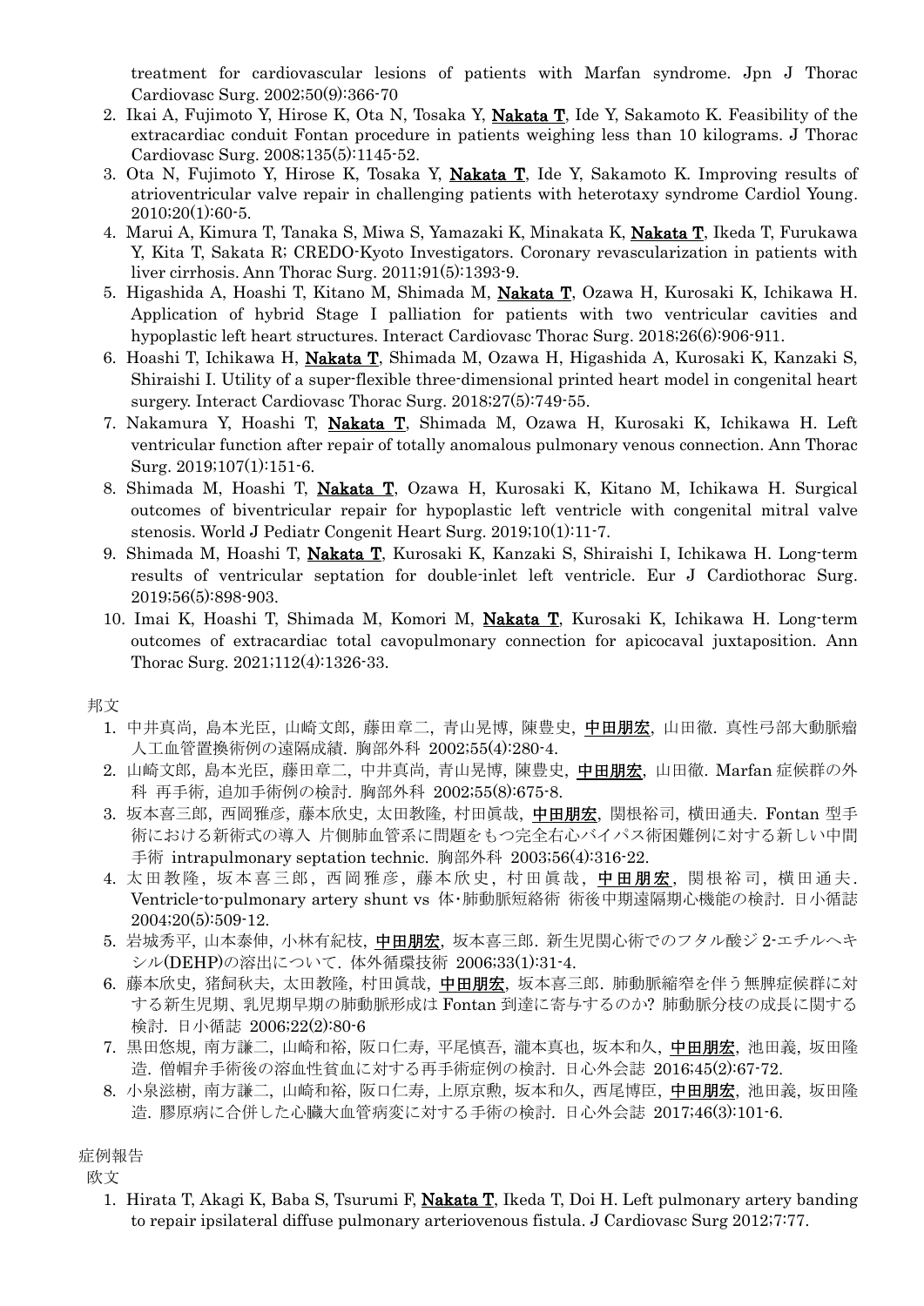treatment for cardiovascular lesions of patients with Marfan syndrome. Jpn J Thorac Cardiovasc Surg. 2002;50(9):366-70

2. Ikai A, Fujimoto Y, Hirose K, Ota N, Tosaka Y, **Nakata T**, Ide Y, Sakamoto K. Feasibility of the extracardiac conduit Fontan procedure in patients weighing less than 10 kilograms. J Thorac Cardiovasc Surg. 2008;135(5):1145-52.
3. Ota N, Fujimoto Y, Hirose K, Tosaka Y, **Nakata T**, Ide Y, Sakamoto K. Improving results of atrioventricular valve repair in challenging patients with heterotaxy syndrome Cardiol Young. 2010;20(1):60-5.
4. Marui A, Kimura T, Tanaka S, Miwa S, Yamazaki K, Minakata K, **Nakata T**, Ikeda T, Furukawa Y, Kita T, Sakata R; CREDO-Kyoto Investigators. Coronary revascularization in patients with liver cirrhosis. Ann Thorac Surg. 2011;91(5):1393-9.
5. Higashida A, Hoashi T, Kitano M, Shimada M, **Nakata T**, Ozawa H, Kurosaki K, Ichikawa H. Application of hybrid Stage I palliation for patients with two ventricular cavities and hypoplastic left heart structures. Interact Cardiovasc Thorac Surg. 2018;26(6):906-911.
6. Hoashi T, Ichikawa H, **Nakata T**, Shimada M, Ozawa H, Higashida A, Kurosaki K, Kanzaki S, Shiraishi I. Utility of a super-flexible three-dimensional printed heart model in congenital heart surgery. Interact Cardiovasc Thorac Surg. 2018;27(5):749-55.
7. Nakamura Y, Hoashi T, **Nakata T**, Shimada M, Ozawa H, Kurosaki K, Ichikawa H. Left ventricular function after repair of totally anomalous pulmonary venous connection. Ann Thorac Surg. 2019;107(1):151-6.
8. Shimada M, Hoashi T, **Nakata T**, Ozawa H, Kurosaki K, Kitano M, Ichikawa H. Surgical outcomes of biventricular repair for hypoplastic left ventricle with congenital mitral valve stenosis. World J Pediatr Congenit Heart Surg. 2019;10(1):11-7.
9. Shimada M, Hoashi T, **Nakata T**, Kurosaki K, Kanzaki S, Shiraishi I, Ichikawa H. Long-term results of ventricular septation for double-inlet left ventricle. Eur J Cardiothorac Surg. 2019;56(5):898-903.
10. Imai K, Hoashi T, Shimada M, Komori M, **Nakata T**, Kurosaki K, Ichikawa H. Long-term outcomes of extracardiac total cavopulmonary connection for apicocaval juxtaposition. Ann Thorac Surg. 2021;112(4):1326-33.

邦文

1. 中井真尚, 島本光臣, 山崎文郎, 藤田章二, 青山晃博, 陳豊史, **中田朋宏**, 山田徹. 真性弓部大動脈瘤人工血管置換術例の遠隔成績. 胸部外科 2002;55(4):280-4.
2. 山崎文郎, 島本光臣, 藤田章二, 中井真尚, 青山晃博, 陳豊史, **中田朋宏**, 山田徹. Marfan 症候群の外科 再手術, 追加手術例の検討. 胸部外科 2002;55(8):675-8.
3. 坂本喜三郎, 西岡雅彦, 藤本欣史, 太田教隆, 村田眞哉, **中田朋宏**, 関根裕司, 横田通夫. Fontan 型手術における新術式の導入 片側肺血管系に問題をもつ完全右心バイパス術困難例に対する新しい中間手術 intrapulmonary septation technic. 胸部外科 2003;56(4):316-22.
4. 太田教隆, 坂本喜三郎, 西岡雅彦, 藤本欣史, 村田眞哉, **中田朋宏**, 関根裕司, 横田通夫. Ventricle-to-pulmonary artery shunt vs 体･肺動脈短絡術 術後中期遠隔期心機能の検討. 日小循誌 2004;20(5):509-12.
5. 岩城秀平, 山本泰伸, 小林有紀枝, **中田朋宏**, 坂本喜三郎. 新生児開心術でのフタル酸ジ 2-エチルヘキシル(DEHP)の溶出について. 体外循環技術 2006;33(1):31-4.
6. 藤本欣史, 猪飼秋夫, 太田教隆, 村田眞哉, **中田朋宏**, 坂本喜三郎. 肺動脈縮窄を伴う無脾症候群に対する新生児期、乳児期早期の肺動脈形成は Fontan 到達に寄与するのか? 肺動脈分枝の成長に関する検討. 日小循誌 2006;22(2):80-6
7. 黒田悠規, 南方謙二, 山崎和裕, 阪口仁寿, 平尾慎吾, 瀧本真也, 坂本和久, **中田朋宏**, 池田義, 坂田隆造. 僧帽弁手術後の溶血性貧血に対する再手術症例の検討. 日心外会誌 2016;45(2):67-72.
8. 小泉滋樹, 南方謙二, 山崎和裕, 阪口仁寿, 上原京勲, 坂本和久, 西尾博臣, **中田朋宏**, 池田義, 坂田隆造. 膠原病に合併した心臓大血管病変に対する手術の検討. 日心外会誌 2017;46(3):101-6.

症例報告

欧文

1. Hirata T, Akagi K, Baba S, Tsurumi F, **Nakata T**, Ikeda T, Doi H. Left pulmonary artery banding to repair ipsilateral diffuse pulmonary arteriovenous fistula. J Cardiovasc Surg 2012;7:77.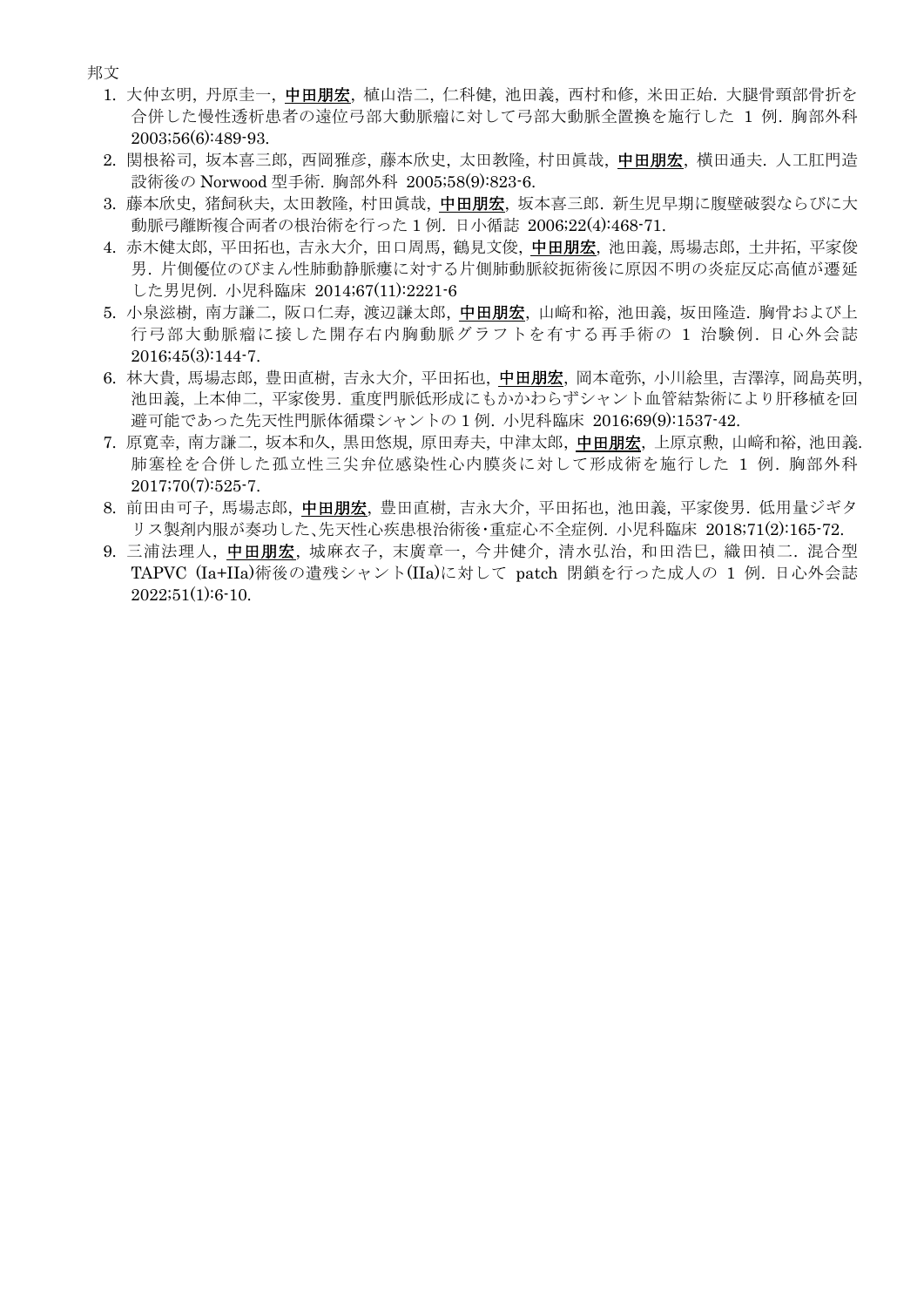邦文

1. 大仲玄明, 丹原圭一, **中田朋宏**, 植山浩二, 仁科健, 池田義, 西村和修, 米田正始. 大腿骨頸部骨折を合併した慢性透析患者の遠位弓部大動脈瘤に対して弓部大動脈全置換を施行した 1 例. 胸部外科 2003;56(6):489-93.
2. 関根裕司, 坂本喜三郎, 西岡雅彦, 藤本欣史, 太田教隆, 村田眞哉, **中田朋宏**, 横田通夫. 人工肛門造設術後の Norwood 型手術. 胸部外科 2005;58(9):823-6.
3. 藤本欣史, 猪飼秋夫, 太田教隆, 村田眞哉, **中田朋宏**, 坂本喜三郎. 新生児早期に腹壁破裂ならびに大動脈弓離断複合両者の根治術を行った 1 例. 日小循誌 2006;22(4):468-71.
4. 赤木健太郎, 平田拓也, 吉永大介, 田口周馬, 鶴見文俊, **中田朋宏**, 池田義, 馬場志郎, 土井拓, 平家俊男. 片側優位のびまん性肺動静脈瘻に対する片側肺動脈絞扼術後に原因不明の炎症反応高値が遷延した男児例. 小児科臨床 2014;67(11):2221-6
5. 小泉滋樹, 南方謙二, 阪口仁寿, 渡辺謙太郎, **中田朋宏**, 山﨑和裕, 池田義, 坂田隆造. 胸骨および上行弓部大動脈瘤に接した開存右内胸動脈グラフトを有する再手術の 1 治験例. 日心外会誌 2016;45(3):144-7.
6. 林大貴, 馬場志郎, 豊田直樹, 吉永大介, 平田拓也, **中田朋宏**, 岡本竜弥, 小川絵里, 吉澤淳, 岡島英明, 池田義, 上本伸二, 平家俊男. 重度門脈低形成にもかかわらずシャント血管結紮術により肝移植を回避可能であった先天性門脈体循環シャントの 1 例. 小児科臨床 2016;69(9):1537-42.
7. 原寛幸, 南方謙二, 坂本和久, 黒田悠規, 原田寿夫, 中津太郎, **中田朋宏**, 上原京勲, 山﨑和裕, 池田義. 肺塞栓を合併した孤立性三尖弁位感染性心内膜炎に対して形成術を施行した 1 例. 胸部外科 2017;70(7):525-7.
8. 前田由可子, 馬場志郎, **中田朋宏**, 豊田直樹, 吉永大介, 平田拓也, 池田義, 平家俊男. 低用量ジギタリス製剤内服が奏功した､先天性心疾患根治術後･重症心不全症例. 小児科臨床 2018;71(2):165-72.
9. 三浦法理人, **中田朋宏**, 城麻衣子, 末廣章一, 今井健介, 清水弘治, 和田浩巳, 織田禎二. 混合型 TAPVC (Ia+IIa)術後の遺残シャント(IIa)に対して patch 閉鎖を行った成人の 1 例. 日心外会誌 2022;51(1):6-10.